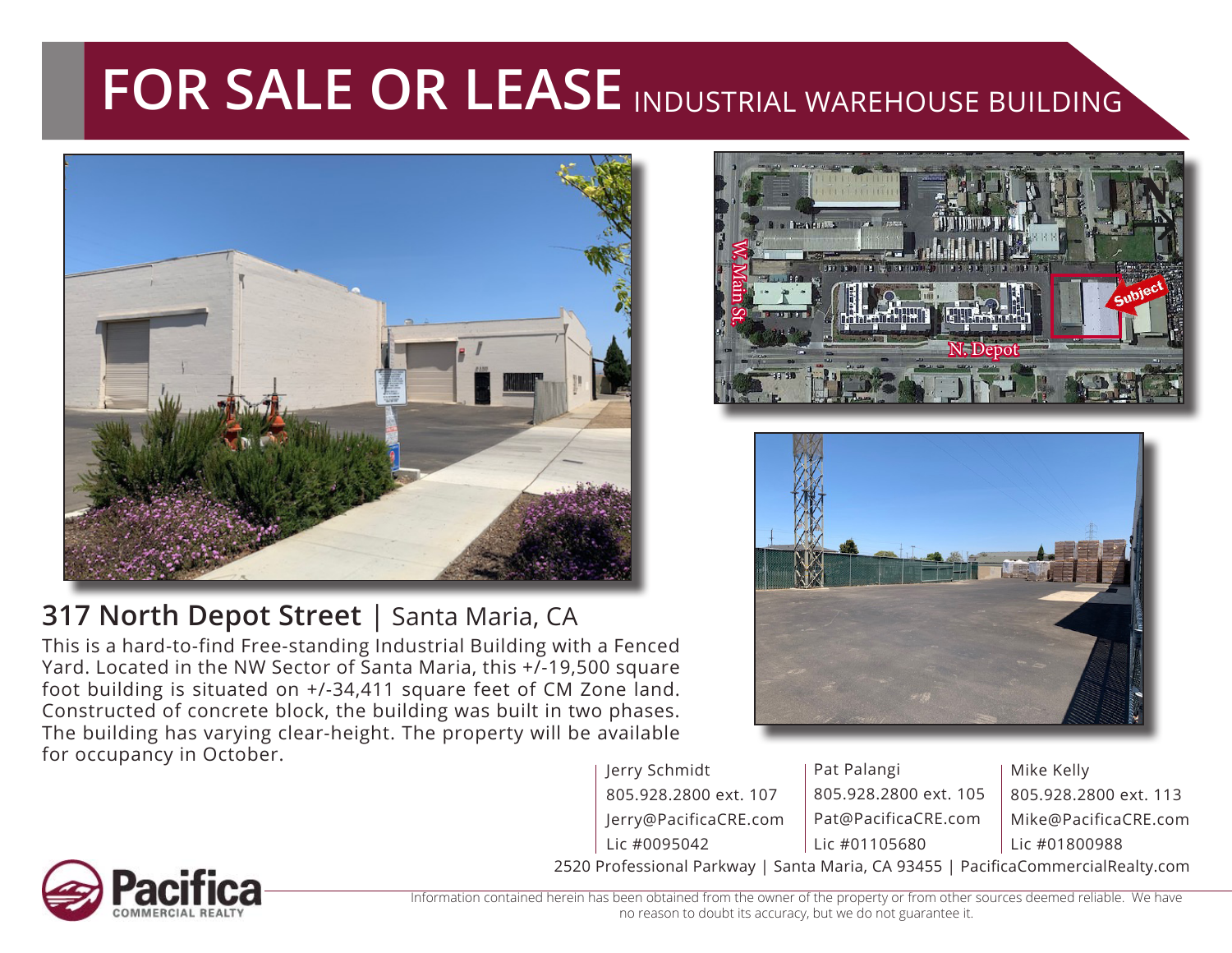# FOR SALE OR LEASE INDUSTRIAL WAREHOUSE BUILDING

## 317 North Depot Street | Santa Maria, CA

This is a hard-to-find Free-standing Industrial Building with a Fenced Yard. Located in the NW Sector of Santa Maria, this +/-19,500 square foot building is situated on +/-34,411 square feet of CM Zone land. Constructed of concrete block, the building was built in two phases. The building has varying clear-height. The property will be available for occupancy in October.

Jerry Schmidt
805.928.2800 ext. 107
Jerry@PacificaCRE.com
Lic #0095042

Pat Palangi
805.928.2800 ext. 105
Pat@PacificaCRE.com
Lic #01105680

Mike Kelly
805.928.2800 ext. 113
Mike@PacificaCRE.com
Lic #01800988

2520 Professional Parkway | Santa Maria, CA 93455 | PacificaCommercialRealty.com

Pacifica COMMERCIAL REALTY

Information contained herein has been obtained from the owner of the property or from other sources deemed reliable. We have no reason to doubt its accuracy, but we do not guarantee it.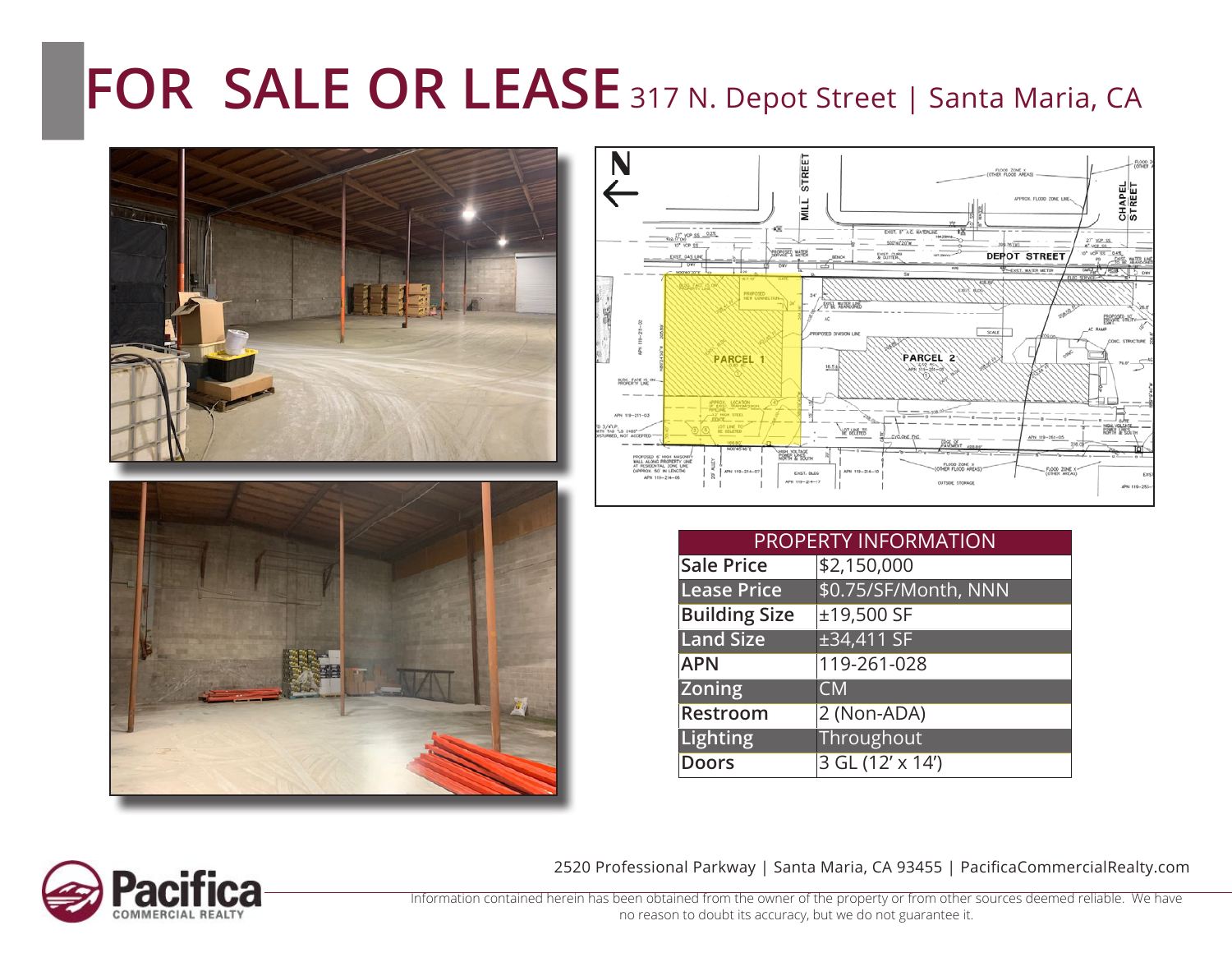# FOR SALE OR LEASE 317 N. Depot Street | Santa Maria, CA

| PROPERTY INFORMATION | |
|---|---|
| Sale Price | $2,150,000 |
| Lease Price | $0.75/SF/Month, NNN |
| Building Size | ±19,500 SF |
| Land Size | ±34,411 SF |
| APN | 119-261-028 |
| Zoning | CM |
| Restroom | 2 (Non-ADA) |
| Lighting | Throughout |
| Doors | 3 GL (12' x 14') |

2520 Professional Parkway | Santa Maria, CA 93455 | PacificaCommercialRealty.com

Information contained herein has been obtained from the owner of the property or from other sources deemed reliable. We have no reason to doubt its accuracy, but we do not guarantee it.